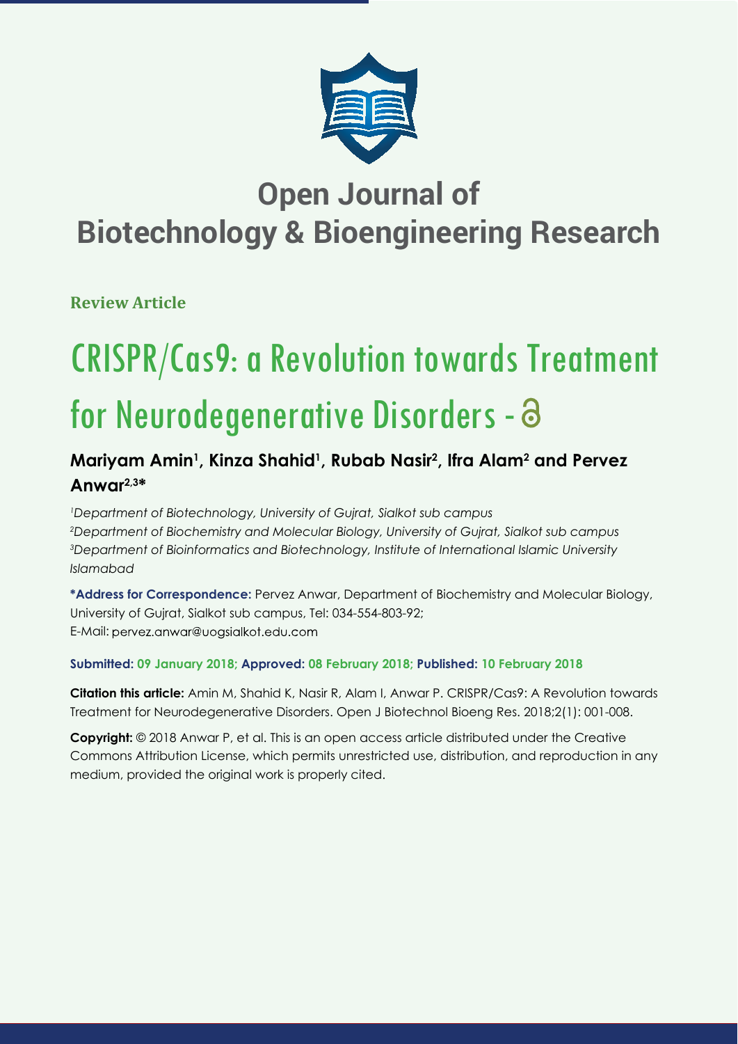# Open Journal of Biotechnology & Bioengineering Research

**Review Article**

# CRISPR/Cas9: a Revolution towards Treatment for Neurodegenerative Disorders

## Mariyam Amin[1], Kinza Shahid[1], Rubab Nasir[2], Ifra Alam[2] and Pervez Anwar[2,3]*

*[1]Department of Biotechnology, University of Gujrat, Sialkot sub campus*
*[2]Department of Biochemistry and Molecular Biology, University of Gujrat, Sialkot sub campus*
*[3]Department of Bioinformatics and Biotechnology, Institute of International Islamic University Islamabad*

**\*Address for Correspondence:** Pervez Anwar, Department of Biochemistry and Molecular Biology, University of Gujrat, Sialkot sub campus, Tel: 034-554-803-92;
E-Mail: pervez.anwar@uogsialkot.edu.com

**Submitted: 09 January 2018; Approved: 08 February 2018; Published: 10 February 2018**

**Citation this article:** Amin M, Shahid K, Nasir R, Alam I, Anwar P. CRISPR/Cas9: A Revolution towards Treatment for Neurodegenerative Disorders. Open J Biotechnol Bioeng Res. 2018;2(1): 001-008.

**Copyright:** © 2018 Anwar P, et al. This is an open access article distributed under the Creative Commons Attribution License, which permits unrestricted use, distribution, and reproduction in any medium, provided the original work is properly cited.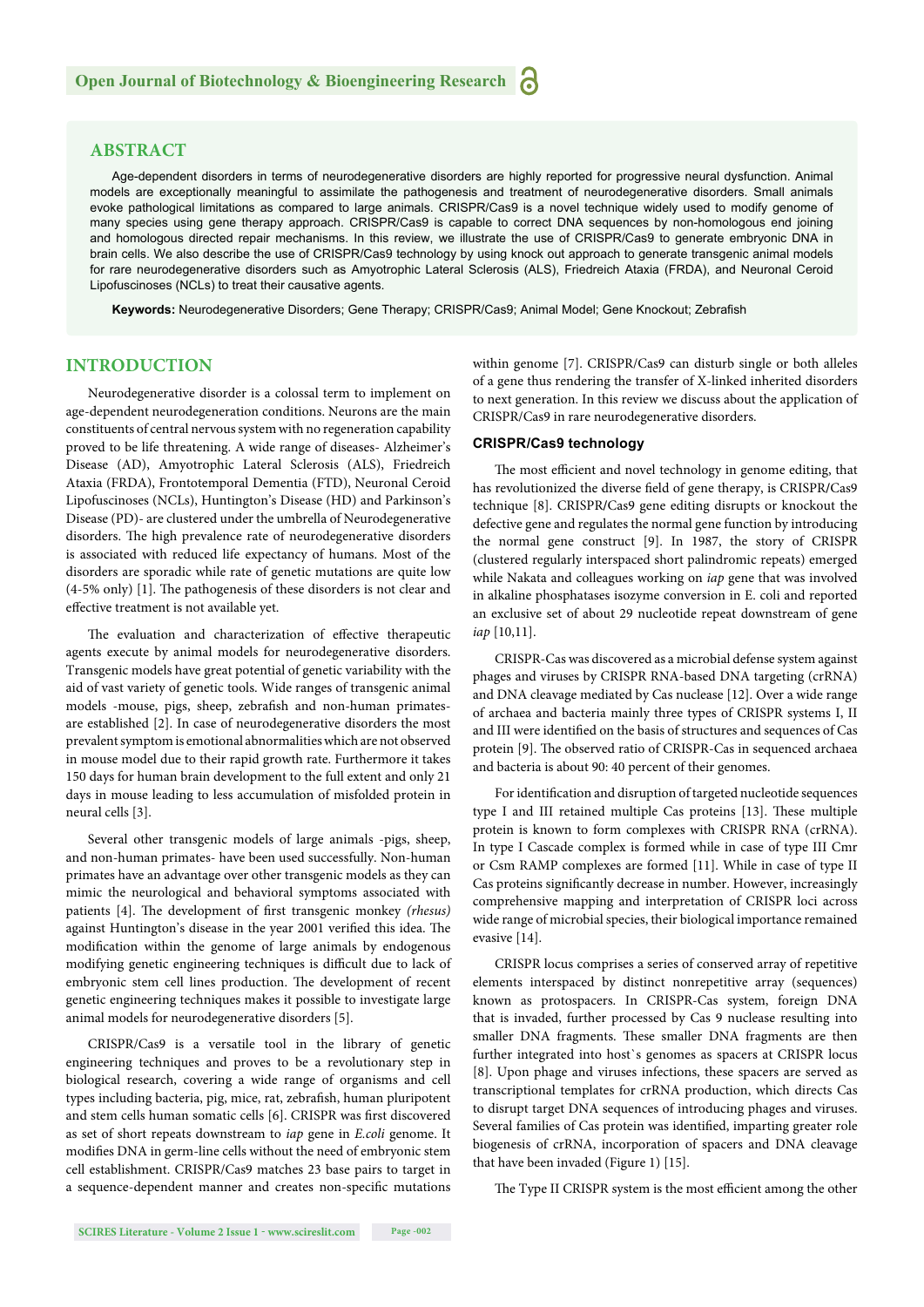## ABSTRACT

Age-dependent disorders in terms of neurodegenerative disorders are highly reported for progressive neural dysfunction. Animal models are exceptionally meaningful to assimilate the pathogenesis and treatment of neurodegenerative disorders. Small animals evoke pathological limitations as compared to large animals. CRISPR/Cas9 is a novel technique widely used to modify genome of many species using gene therapy approach. CRISPR/Cas9 is capable to correct DNA sequences by non-homologous end joining and homologous directed repair mechanisms. In this review, we illustrate the use of CRISPR/Cas9 to generate embryonic DNA in brain cells. We also describe the use of CRISPR/Cas9 technology by using knock out approach to generate transgenic animal models for rare neurodegenerative disorders such as Amyotrophic Lateral Sclerosis (ALS), Friedreich Ataxia (FRDA), and Neuronal Ceroid Lipofuscinoses (NCLs) to treat their causative agents.

**Keywords:** Neurodegenerative Disorders; Gene Therapy; CRISPR/Cas9; Animal Model; Gene Knockout; Zebrafish

## INTRODUCTION

Neurodegenerative disorder is a colossal term to implement on age-dependent neurodegeneration conditions. Neurons are the main constituents of central nervous system with no regeneration capability proved to be life threatening. A wide range of diseases- Alzheimer's Disease (AD), Amyotrophic Lateral Sclerosis (ALS), Friedreich Ataxia (FRDA), Frontotemporal Dementia (FTD), Neuronal Ceroid Lipofuscinoses (NCLs), Huntington's Disease (HD) and Parkinson's Disease (PD)- are clustered under the umbrella of Neurodegenerative disorders. The high prevalence rate of neurodegenerative disorders is associated with reduced life expectancy of humans. Most of the disorders are sporadic while rate of genetic mutations are quite low (4-5% only) [1]. The pathogenesis of these disorders is not clear and effective treatment is not available yet.

The evaluation and characterization of effective therapeutic agents execute by animal models for neurodegenerative disorders. Transgenic models have great potential of genetic variability with the aid of vast variety of genetic tools. Wide ranges of transgenic animal models -mouse, pigs, sheep, zebrafish and non-human primates- are established [2]. In case of neurodegenerative disorders the most prevalent symptom is emotional abnormalities which are not observed in mouse model due to their rapid growth rate. Furthermore it takes 150 days for human brain development to the full extent and only 21 days in mouse leading to less accumulation of misfolded protein in neural cells [3].

Several other transgenic models of large animals -pigs, sheep, and non-human primates- have been used successfully. Non-human primates have an advantage over other transgenic models as they can mimic the neurological and behavioral symptoms associated with patients [4]. The development of first transgenic monkey *(rhesus)* against Huntington's disease in the year 2001 verified this idea. The modification within the genome of large animals by endogenous modifying genetic engineering techniques is difficult due to lack of embryonic stem cell lines production. The development of recent genetic engineering techniques makes it possible to investigate large animal models for neurodegenerative disorders [5].

CRISPR/Cas9 is a versatile tool in the library of genetic engineering techniques and proves to be a revolutionary step in biological research, covering a wide range of organisms and cell types including bacteria, pig, mice, rat, zebrafish, human pluripotent and stem cells human somatic cells [6]. CRISPR was first discovered as set of short repeats downstream to *iap* gene in *E.coli* genome. It modifies DNA in germ-line cells without the need of embryonic stem cell establishment. CRISPR/Cas9 matches 23 base pairs to target in a sequence-dependent manner and creates non-specific mutations within genome [7]. CRISPR/Cas9 can disturb single or both alleles of a gene thus rendering the transfer of X-linked inherited disorders to next generation. In this review we discuss about the application of CRISPR/Cas9 in rare neurodegenerative disorders.

### CRISPR/Cas9 technology

The most efficient and novel technology in genome editing, that has revolutionized the diverse field of gene therapy, is CRISPR/Cas9 technique [8]. CRISPR/Cas9 gene editing disrupts or knockout the defective gene and regulates the normal gene function by introducing the normal gene construct [9]. In 1987, the story of CRISPR (clustered regularly interspaced short palindromic repeats) emerged while Nakata and colleagues working on *iap* gene that was involved in alkaline phosphatases isozyme conversion in E. coli and reported an exclusive set of about 29 nucleotide repeat downstream of gene *iap* [10,11].

CRISPR-Cas was discovered as a microbial defense system against phages and viruses by CRISPR RNA-based DNA targeting (crRNA) and DNA cleavage mediated by Cas nuclease [12]. Over a wide range of archaea and bacteria mainly three types of CRISPR systems I, II and III were identified on the basis of structures and sequences of Cas protein [9]. The observed ratio of CRISPR-Cas in sequenced archaea and bacteria is about 90: 40 percent of their genomes.

For identification and disruption of targeted nucleotide sequences type I and III retained multiple Cas proteins [13]. These multiple protein is known to form complexes with CRISPR RNA (crRNA). In type I Cascade complex is formed while in case of type III Cmr or Csm RAMP complexes are formed [11]. While in case of type II Cas proteins significantly decrease in number. However, increasingly comprehensive mapping and interpretation of CRISPR loci across wide range of microbial species, their biological importance remained evasive [14].

CRISPR locus comprises a series of conserved array of repetitive elements interspaced by distinct nonrepetitive array (sequences) known as protospacers. In CRISPR-Cas system, foreign DNA that is invaded, further processed by Cas 9 nuclease resulting into smaller DNA fragments. These smaller DNA fragments are then further integrated into host`s genomes as spacers at CRISPR locus [8]. Upon phage and viruses infections, these spacers are served as transcriptional templates for crRNA production, which directs Cas to disrupt target DNA sequences of introducing phages and viruses. Several families of Cas protein was identified, imparting greater role biogenesis of crRNA, incorporation of spacers and DNA cleavage that have been invaded (Figure 1) [15].

The Type II CRISPR system is the most efficient among the other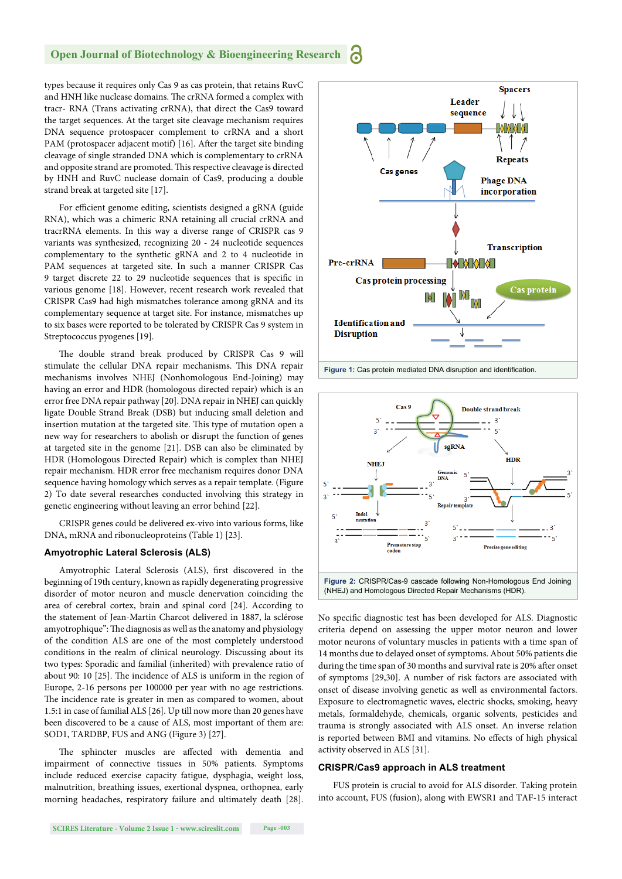types because it requires only Cas 9 as cas protein, that retains RuvC and HNH like nuclease domains. The crRNA formed a complex with tracr- RNA (Trans activating crRNA), that direct the Cas9 toward the target sequences. At the target site cleavage mechanism requires DNA sequence protospacer complement to crRNA and a short PAM (protospacer adjacent motif) [16]. After the target site binding cleavage of single stranded DNA which is complementary to crRNA and opposite strand are promoted. This respective cleavage is directed by HNH and RuvC nuclease domain of Cas9, producing a double strand break at targeted site [17].

For efficient genome editing, scientists designed a gRNA (guide RNA), which was a chimeric RNA retaining all crucial crRNA and tracrRNA elements. In this way a diverse range of CRISPR cas 9 variants was synthesized, recognizing 20 - 24 nucleotide sequences complementary to the synthetic gRNA and 2 to 4 nucleotide in PAM sequences at targeted site. In such a manner CRISPR Cas 9 target discrete 22 to 29 nucleotide sequences that is specific in various genome [18]. However, recent research work revealed that CRISPR Cas9 had high mismatches tolerance among gRNA and its complementary sequence at target site. For instance, mismatches up to six bases were reported to be tolerated by CRISPR Cas 9 system in Streptococcus pyogenes [19].

The double strand break produced by CRISPR Cas 9 will stimulate the cellular DNA repair mechanisms. This DNA repair mechanisms involves NHEJ (Nonhomologous End-Joining) may having an error and HDR (homologous directed repair) which is an error free DNA repair pathway [20]. DNA repair in NHEJ can quickly ligate Double Strand Break (DSB) but inducing small deletion and insertion mutation at the targeted site. This type of mutation open a new way for researchers to abolish or disrupt the function of genes at targeted site in the genome [21]. DSB can also be eliminated by HDR (Homologous Directed Repair) which is complex than NHEJ repair mechanism. HDR error free mechanism requires donor DNA sequence having homology which serves as a repair template. (Figure 2) To date several researches conducted involving this strategy in genetic engineering without leaving an error behind [22].

CRISPR genes could be delivered ex-vivo into various forms, like DNA, mRNA and ribonucleoproteins (Table 1) [23].

**Figure 1:** Cas protein mediated DNA disruption and identification.

**Figure 2:** CRISPR/Cas-9 cascade following Non-Homologous End Joining (NHEJ) and Homologous Directed Repair Mechanisms (HDR).

## Amyotrophic Lateral Sclerosis (ALS)

Amyotrophic Lateral Sclerosis (ALS), first discovered in the beginning of 19th century, known as rapidly degenerating progressive disorder of motor neuron and muscle denervation conducted the area of cerebral cortex, brain and spinal cord [24]. According to the statement of Jean-Martin Charcot delivered in 1887, la sclérose amyotrophique": The diagnosis as well as the anatomy and physiology of the condition ALS are one of the most completely understood conditions in the realm of clinical neurology. Discussing about its two types: Sporadic and familial (inherited) with prevalence ratio of about 90: 10 [25]. The incidence of ALS is uniform in the region of Europe, 2-16 persons per 100000 per year with no age restrictions. The incidence rate is greater in men as compared to women, about 1.5:1 in case of familial ALS [26]. Up till now more than 20 genes have been discovered to be a cause of ALS, most important of them are: SOD1, TARDBP, FUS and ANG (Figure 3) [27].

The sphincter muscles are affected with dementia and impairment of connective tissues in 50% patients. Symptoms include reduced exercise capacity fatigue, dysphagia, weight loss, malnutrition, breathing issues, exertional dyspnea, orthopnea, early morning headaches, respiratory failure and ultimately death [28]. No specific diagnostic test has been developed for ALS. Diagnostic criteria depend on assessing the upper motor neuron and lower motor neurons of voluntary muscles in patients with a time span of 14 months due to delayed onset of symptoms. About 50% patients die during the time span of 30 months and survival rate is 20% after onset of symptoms [29,30]. A number of risk factors are associated with onset of disease involving genetic as well as environmental factors. Exposure to electromagnetic waves, electric shocks, smoking, heavy metals, formaldehyde, chemicals, organic solvents, pesticides and trauma is strongly associated with ALS onset. An inverse relation is reported between BMI and vitamins. No effects of high physical activity observed in ALS [31].

## CRISPR/Cas9 approach in ALS treatment

FUS protein is crucial to avoid for ALS disorder. Taking protein into account, FUS (fusion), along with EWSR1 and TAF-15 interact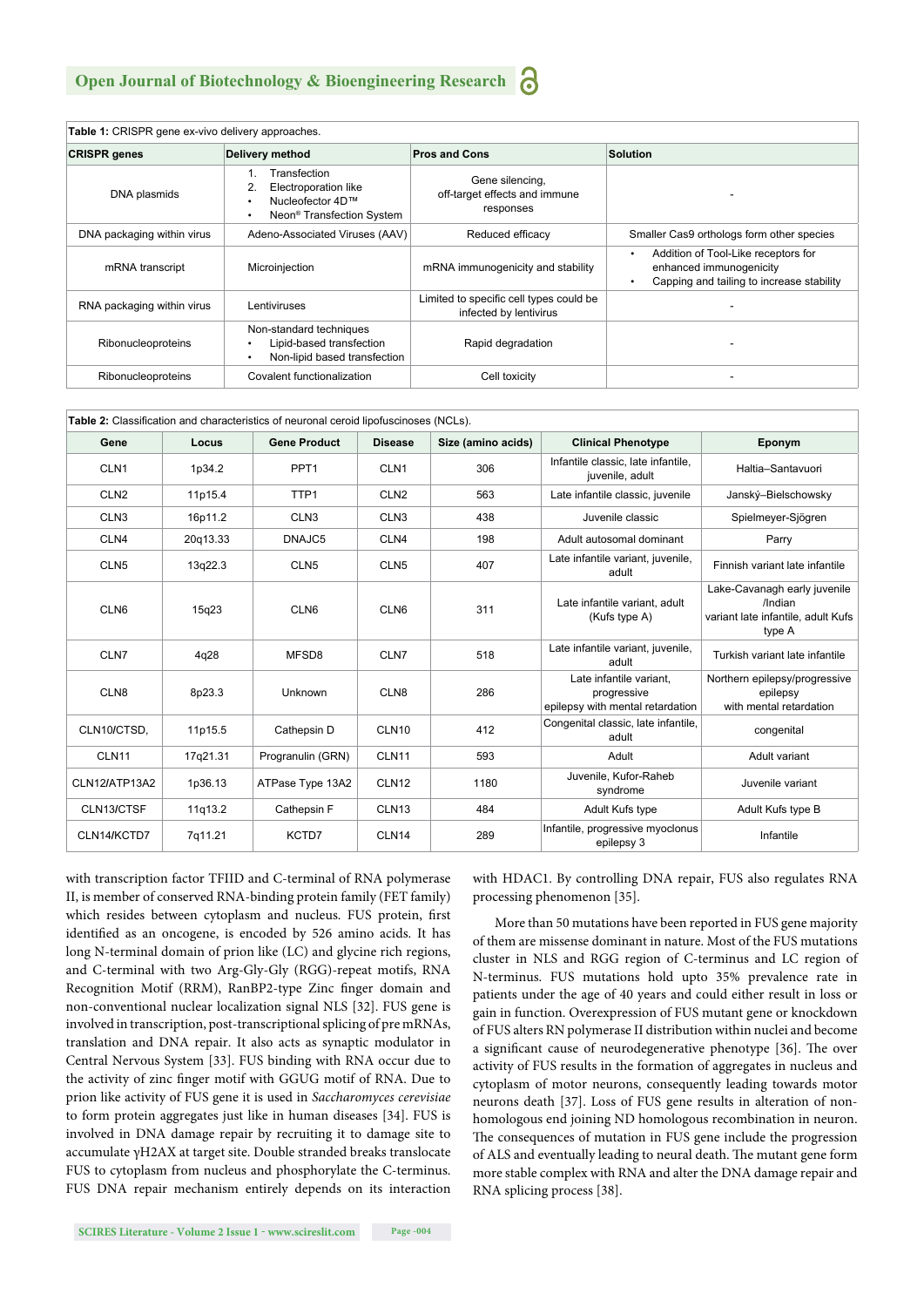**Table 1:** CRISPR gene ex-vivo delivery approaches.

| CRISPR genes | Delivery method | Pros and Cons | Solution |
|---|---|---|---|
| DNA plasmids | 1. Transfection<br>2. Electroporation like<br>• Nucleofector 4D™<br>• Neon® Transfection System | Gene silencing, off-target effects and immune responses | - |
| DNA packaging within virus | Adeno-Associated Viruses (AAV) | Reduced efficacy | Smaller Cas9 orthologs form other species |
| mRNA transcript | Microinjection | mRNA immunogenicity and stability | • Addition of Tool-Like receptors for enhanced immunogenicity<br>• Capping and tailing to increase stability |
| RNA packaging within virus | Lentiviruses | Limited to specific cell types could be infected by lentivirus | - |
| Ribonucleoproteins | Non-standard techniques<br>• Lipid-based transfection<br>• Non-lipid based transfection | Rapid degradation | - |
| Ribonucleoproteins | Covalent functionalization | Cell toxicity | - |

**Table 2:** Classification and characteristics of neuronal ceroid lipofuscinoses (NCLs).

| Gene | Locus | Gene Product | Disease | Size (amino acids) | Clinical Phenotype | Eponym |
|---|---|---|---|---|---|---|
| CLN1 | 1p34.2 | PPT1 | CLN1 | 306 | Infantile classic, late infantile, juvenile, adult | Haltia–Santavuori |
| CLN2 | 11p15.4 | TTP1 | CLN2 | 563 | Late infantile classic, juvenile | Janský–Bielschowsky |
| CLN3 | 16p11.2 | CLN3 | CLN3 | 438 | Juvenile classic | Spielmeyer-Sjögren |
| CLN4 | 20q13.33 | DNAJC5 | CLN4 | 198 | Adult autosomal dominant | Parry |
| CLN5 | 13q22.3 | CLN5 | CLN5 | 407 | Late infantile variant, juvenile, adult | Finnish variant late infantile |
| CLN6 | 15q23 | CLN6 | CLN6 | 311 | Late infantile variant, adult (Kufs type A) | Lake-Cavanagh early juvenile /Indian variant late infantile, adult Kufs type A |
| CLN7 | 4q28 | MFSD8 | CLN7 | 518 | Late infantile variant, juvenile, adult | Turkish variant late infantile |
| CLN8 | 8p23.3 | Unknown | CLN8 | 286 | Late infantile variant, progressive epilepsy with mental retardation | Northern epilepsy/progressive epilepsy with mental retardation |
| CLN10/CTSD, | 11p15.5 | Cathepsin D | CLN10 | 412 | Congenital classic, late infantile, adult | congenital |
| CLN11 | 17q21.31 | Progranulin (GRN) | CLN11 | 593 | Adult | Adult variant |
| CLN12/ATP13A2 | 1p36.13 | ATPase Type 13A2 | CLN12 | 1180 | Juvenile, Kufor-Raheb syndrome | Juvenile variant |
| CLN13/CTSF | 11q13.2 | Cathepsin F | CLN13 | 484 | Adult Kufs type | Adult Kufs type B |
| CLN14/KCTD7 | 7q11.21 | KCTD7 | CLN14 | 289 | Infantile, progressive myoclonus epilepsy 3 | Infantile |

with transcription factor TFIID and C-terminal of RNA polymerase II, is member of conserved RNA-binding protein family (FET family) which resides between cytoplasm and nucleus. FUS protein, first identified as an oncogene, is encoded by 526 amino acids. It has long N-terminal domain of prion like (LC) and glycine rich regions, and C-terminal with two Arg-Gly-Gly (RGG)-repeat motifs, RNA Recognition Motif (RRM), RanBP2-type Zinc finger domain and non-conventional nuclear localization signal NLS [32]. FUS gene is involved in transcription, post-transcriptional splicing of pre mRNAs, translation and DNA repair. It also acts as synaptic modulator in Central Nervous System [33]. FUS binding with RNA occur due to the activity of zinc finger motif with GGUG motif of RNA. Due to prion like activity of FUS gene it is used in *Saccharomyces cerevisiae* to form protein aggregates just like in human diseases [34]. FUS is involved in DNA damage repair by recruiting it to damage site to accumulate γH2AX at target site. Double stranded breaks translocate FUS to cytoplasm from nucleus and phosphorylate the C-terminus. FUS DNA repair mechanism entirely depends on its interaction with HDAC1. By controlling DNA repair, FUS also regulates RNA processing phenomenon [35].

More than 50 mutations have been reported in FUS gene majority of them are missense dominant in nature. Most of the FUS mutations cluster in NLS and RGG region of C-terminus and LC region of N-terminus. FUS mutations hold upto 35% prevalence rate in patients under the age of 40 years and could either result in loss or gain in function. Overexpression of FUS mutant gene or knockdown of FUS alters RN polymerase II distribution within nuclei and become a significant cause of neurodegenerative phenotype [36]. The over activity of FUS results in the formation of aggregates in nucleus and cytoplasm of motor neurons, consequently leading towards motor neurons death [37]. Loss of FUS gene results in alteration of non-homologous end joining ND homologous recombination in neuron. The consequences of mutation in FUS gene include the progression of ALS and eventually leading to neural death. The mutant gene form more stable complex with RNA and alter the DNA damage repair and RNA splicing process [38].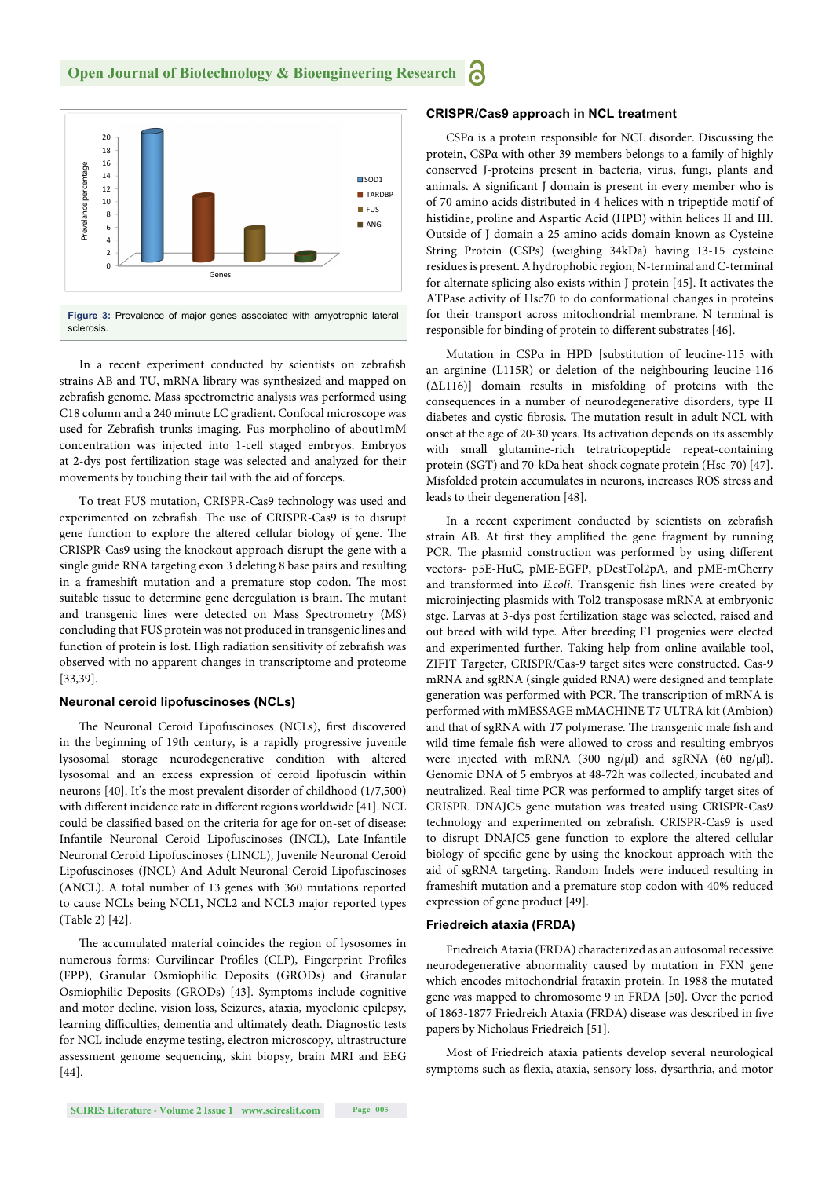Figure 3: Prevalence of major genes associated with amyotrophic lateral sclerosis.

In a recent experiment conducted by scientists on zebrafish strains AB and TU, mRNA library was synthesized and mapped on zebrafish genome. Mass spectrometric analysis was performed using C18 column and a 240 minute LC gradient. Confocal microscope was used for Zebrafish trunks imaging. Fus morpholino of about1mM concentration was injected into 1-cell staged embryos. Embryos at 2-dys post fertilization stage was selected and analyzed for their movements by touching their tail with the aid of forceps.

To treat FUS mutation, CRISPR-Cas9 technology was used and experimented on zebrafish. The use of CRISPR-Cas9 is to disrupt gene function to explore the altered cellular biology of gene. The CRISPR-Cas9 using the knockout approach disrupt the gene with a single guide RNA targeting exon 3 deleting 8 base pairs and resulting in a frameshift mutation and a premature stop codon. The most suitable tissue to determine gene deregulation is brain. The mutant and transgenic lines were detected on Mass Spectrometry (MS) concluding that FUS protein was not produced in transgenic lines and function of protein is lost. High radiation sensitivity of zebrafish was observed with no apparent changes in transcriptome and proteome [33,39].

### Neuronal ceroid lipofuscinoses (NCLs)

The Neuronal Ceroid Lipofuscinoses (NCLs), first discovered in the beginning of 19th century, is a rapidly progressive juvenile lysosomal storage neurodegenerative condition with altered lysosomal and an excess expression of ceroid lipofuscin within neurons [40]. It's the most prevalent disorder of childhood (1/7,500) with different incidence rate in different regions worldwide [41]. NCL could be classified based on the criteria for age for on-set of disease: Infantile Neuronal Ceroid Lipofuscinoses (INCL), Late-Infantile Neuronal Ceroid Lipofuscinoses (LINCL), Juvenile Neuronal Ceroid Lipofuscinoses (JNCL) And Adult Neuronal Ceroid Lipofuscinoses (ANCL). A total number of 13 genes with 360 mutations reported to cause NCLs being NCL1, NCL2 and NCL3 major reported types (Table 2) [42].

The accumulated material coincides the region of lysosomes in numerous forms: Curvilinear Profiles (CLP), Fingerprint Profiles (FPP), Granular Osmiophilic Deposits (GRODs) and Granular Osmiophilic Deposits (GRODs) [43]. Symptoms include cognitive and motor decline, vision loss, Seizures, ataxia, myoclonic epilepsy, learning difficulties, dementia and ultimately death. Diagnostic tests for NCL include enzyme testing, electron microscopy, ultrastructure assessment genome sequencing, skin biopsy, brain MRI and EEG [44].

### CRISPR/Cas9 approach in NCL treatment

CSPα is a protein responsible for NCL disorder. Discussing the protein, CSPα with other 39 members belongs to a family of highly conserved J-proteins present in bacteria, virus, fungi, plants and animals. A significant J domain is present in every member who is of 70 amino acids distributed in 4 helices with n tripeptide motif of histidine, proline and Aspartic Acid (HPD) within helices II and III. Outside of J domain a 25 amino acids domain known as Cysteine String Protein (CSPs) (weighing 34kDa) having 13-15 cysteine residues is present. A hydrophobic region, N-terminal and C-terminal for alternate splicing also exists within J protein [45]. It activates the ATPase activity of Hsc70 to do conformational changes in proteins for their transport across mitochondrial membrane. N terminal is responsible for binding of protein to different substrates [46].

Mutation in CSPα in HPD [substitution of leucine-115 with an arginine (L115R) or deletion of the neighbouring leucine-116 (ΔL116)] domain results in misfolding of proteins with the consequences in a number of neurodegenerative disorders, type II diabetes and cystic fibrosis. The mutation result in adult NCL with onset at the age of 20-30 years. Its activation depends on its assembly with small glutamine-rich tetratricopeptide repeat-containing protein (SGT) and 70-kDa heat-shock cognate protein (Hsc-70) [47]. Misfolded protein accumulates in neurons, increases ROS stress and leads to their degeneration [48].

In a recent experiment conducted by scientists on zebrafish strain AB. At first they amplified the gene fragment by running PCR. The plasmid construction was performed by using different vectors- p5E-HuC, pME-EGFP, pDestTol2pA, and pME-mCherry and transformed into *E.coli.* Transgenic fish lines were created by microinjecting plasmids with Tol2 transposase mRNA at embryonic stge. Larvas at 3-dys post fertilization stage was selected, raised and out breed with wild type. After breeding F1 progenies were elected and experimented further. Taking help from online available tool, ZIFIT Targeter, CRISPR/Cas-9 target sites were constructed. Cas-9 mRNA and sgRNA (single guided RNA) were designed and template generation was performed with PCR. The transcription of mRNA is performed with mMESSAGE mMACHINE T7 ULTRA kit (Ambion) and that of sgRNA with *T7* polymerase. The transgenic male fish and wild time female fish were allowed to cross and resulting embryos were injected with mRNA (300 ng/µl) and sgRNA (60 ng/µl). Genomic DNA of 5 embryos at 48-72h was collected, incubated and neutralized. Real-time PCR was performed to amplify target sites of CRISPR. DNAJC5 gene mutation was treated using CRISPR-Cas9 technology and experimented on zebrafish. CRISPR-Cas9 is used to disrupt DNAJC5 gene function to explore the altered cellular biology of specific gene by using the knockout approach with the aid of sgRNA targeting. Random Indels were induced resulting in frameshift mutation and a premature stop codon with 40% reduced expression of gene product [49].

### Friedreich ataxia (FRDA)

Friedreich Ataxia (FRDA) characterized as an autosomal recessive neurodegenerative abnormality caused by mutation in FXN gene which encodes mitochondrial frataxin protein. In 1988 the mutated gene was mapped to chromosome 9 in FRDA [50]. Over the period of 1863-1877 Friedreich Ataxia (FRDA) disease was described in five papers by Nicholaus Friedreich [51].

Most of Friedreich ataxia patients develop several neurological symptoms such as flexia, ataxia, sensory loss, dysarthria, and motor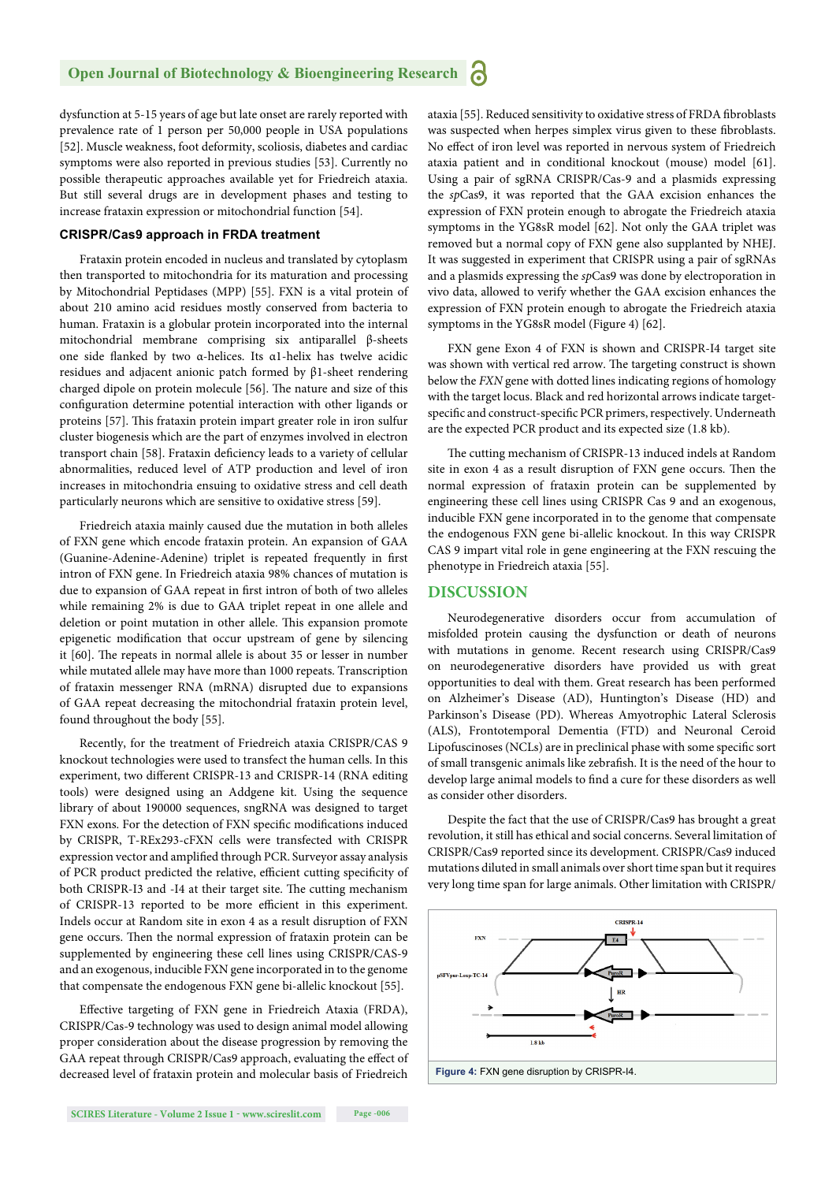dysfunction at 5-15 years of age but late onset are rarely reported with prevalence rate of 1 person per 50,000 people in USA populations [52]. Muscle weakness, foot deformity, scoliosis, diabetes and cardiac symptoms were also reported in previous studies [53]. Currently no possible therapeutic approaches available yet for Friedreich ataxia. But still several drugs are in development phases and testing to increase frataxin expression or mitochondrial function [54].

### CRISPR/Cas9 approach in FRDA treatment

Frataxin protein encoded in nucleus and translated by cytoplasm then transported to mitochondria for its maturation and processing by Mitochondrial Peptidases (MPP) [55]. FXN is a vital protein of about 210 amino acid residues mostly conserved from bacteria to human. Frataxin is a globular protein incorporated into the internal mitochondrial membrane comprising six antiparallel β-sheets one side flanked by two α-helices. Its α1-helix has twelve acidic residues and adjacent anionic patch formed by β1-sheet rendering charged dipole on protein molecule [56]. The nature and size of this configuration determine potential interaction with other ligands or proteins [57]. This frataxin protein impart greater role in iron sulfur cluster biogenesis which are the part of enzymes involved in electron transport chain [58]. Frataxin deficiency leads to a variety of cellular abnormalities, reduced level of ATP production and level of iron increases in mitochondria ensuing to oxidative stress and cell death particularly neurons which are sensitive to oxidative stress [59].

Friedreich ataxia mainly caused due the mutation in both alleles of FXN gene which encode frataxin protein. An expansion of GAA (Guanine-Adenine-Adenine) triplet is repeated frequently in first intron of FXN gene. In Friedreich ataxia 98% chances of mutation is due to expansion of GAA repeat in first intron of both of two alleles while remaining 2% is due to GAA triplet repeat in one allele and deletion or point mutation in other allele. This expansion promote epigenetic modification that occur upstream of gene by silencing it [60]. The repeats in normal allele is about 35 or lesser in number while mutated allele may have more than 1000 repeats. Transcription of frataxin messenger RNA (mRNA) disrupted due to expansions of GAA repeat decreasing the mitochondrial frataxin protein level, found throughout the body [55].

Recently, for the treatment of Friedreich ataxia CRISPR/CAS 9 knockout technologies were used to transfect the human cells. In this experiment, two different CRISPR-13 and CRISPR-14 (RNA editing tools) were designed using an Addgene kit. Using the sequence library of about 190000 sequences, sngRNA was designed to target FXN exons. For the detection of FXN specific modifications induced by CRISPR, T-REx293-cFXN cells were transfected with CRISPR expression vector and amplified through PCR. Surveyor assay analysis of PCR product predicted the relative, efficient cutting specificity of both CRISPR-I3 and -I4 at their target site. The cutting mechanism of CRISPR-13 reported to be more efficient in this experiment. Indels occur at Random site in exon 4 as a result disruption of FXN gene occurs. Then the normal expression of frataxin protein can be supplemented by engineering these cell lines using CRISPR/CAS-9 and an exogenous, inducible FXN gene incorporated in to the genome that compensate the endogenous FXN gene bi-allelic knockout [55].

Effective targeting of FXN gene in Friedreich Ataxia (FRDA), CRISPR/Cas-9 technology was used to design animal model allowing proper consideration about the disease progression by removing the GAA repeat through CRISPR/Cas9 approach, evaluating the effect of decreased level of frataxin protein and molecular basis of Friedreich ataxia [55]. Reduced sensitivity to oxidative stress of FRDA fibroblasts was suspected when herpes simplex virus given to these fibroblasts. No effect of iron level was reported in nervous system of Friedreich ataxia patient and in conditional knockout (mouse) model [61]. Using a pair of sgRNA CRISPR/Cas-9 and a plasmids expressing the *sp*Cas9, it was reported that the GAA excision enhances the expression of FXN protein enough to abrogate the Friedreich ataxia symptoms in the YG8sR model [62]. Not only the GAA triplet was removed but a normal copy of FXN gene also supplanted by NHEJ. It was suggested in experiment that CRISPR using a pair of sgRNAs and a plasmids expressing the *sp*Cas9 was done by electroporation in vivo data, allowed to verify whether the GAA excision enhances the expression of FXN protein enough to abrogate the Friedreich ataxia symptoms in the YG8sR model (Figure 4) [62].

FXN gene Exon 4 of FXN is shown and CRISPR-I4 target site was shown with vertical red arrow. The targeting construct is shown below the *FXN* gene with dotted lines indicating regions of homology with the target locus. Black and red horizontal arrows indicate target-specific and construct-specific PCR primers, respectively. Underneath are the expected PCR product and its expected size (1.8 kb).

The cutting mechanism of CRISPR-13 induced indels at Random site in exon 4 as a result disruption of FXN gene occurs. Then the normal expression of frataxin protein can be supplemented by engineering these cell lines using CRISPR Cas 9 and an exogenous, inducible FXN gene incorporated in to the genome that compensate the endogenous FXN gene bi-allelic knockout. In this way CRISPR CAS 9 impart vital role in gene engineering at the FXN rescuing the phenotype in Friedreich ataxia [55].

## DISCUSSION

Neurodegenerative disorders occur from accumulation of misfolded protein causing the dysfunction or death of neurons with mutations in genome. Recent research using CRISPR/Cas9 on neurodegenerative disorders have provided us with great opportunities to deal with them. Great research has been performed on Alzheimer's Disease (AD), Huntington's Disease (HD) and Parkinson's Disease (PD). Whereas Amyotrophic Lateral Sclerosis (ALS), Frontotemporal Dementia (FTD) and Neuronal Ceroid Lipofuscinoses (NCLs) are in preclinical phase with some specific sort of small transgenic animals like zebrafish. It is the need of the hour to develop large animal models to find a cure for these disorders as well as consider other disorders.

Despite the fact that the use of CRISPR/Cas9 has brought a great revolution, it still has ethical and social concerns. Several limitation of CRISPR/Cas9 reported since its development. CRISPR/Cas9 induced mutations diluted in small animals over short time span but it requires very long time span for large animals. Other limitation with CRISPR/

Figure 4: FXN gene disruption by CRISPR-I4.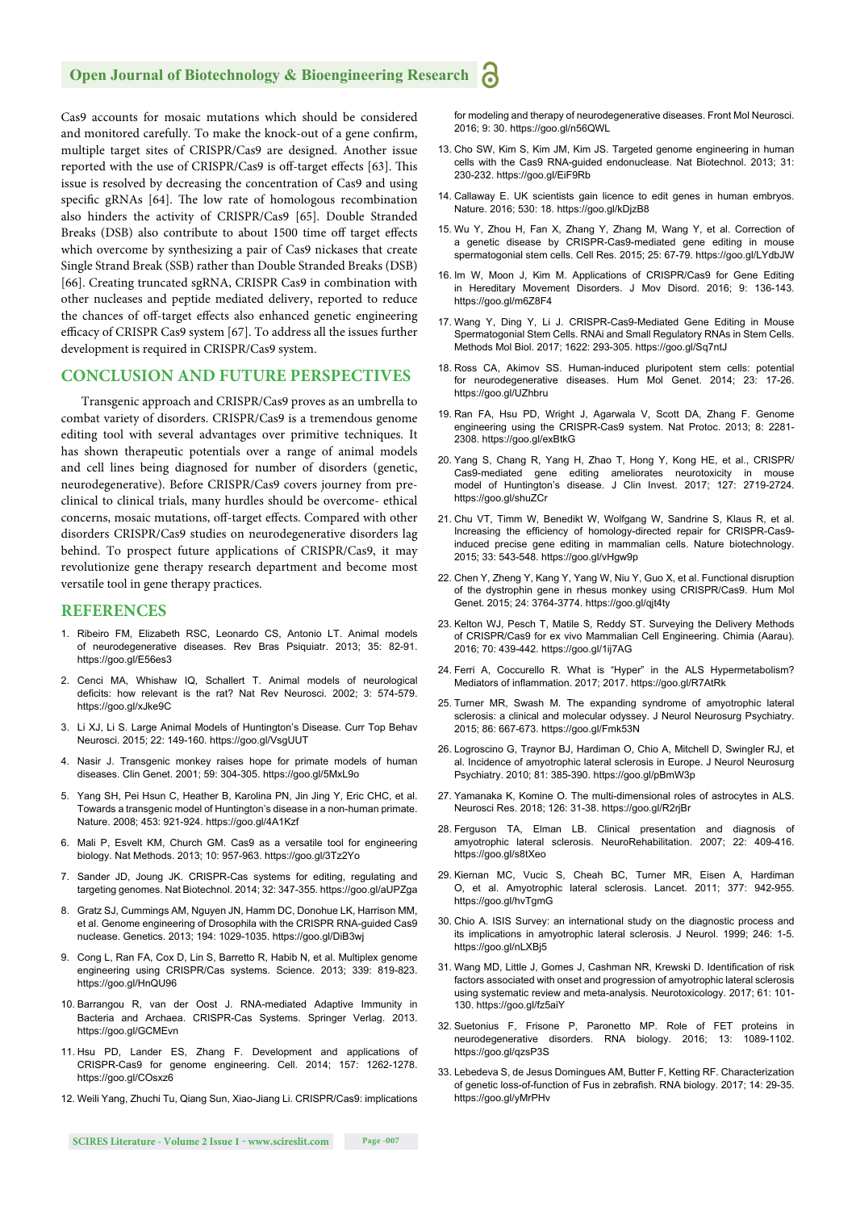Cas9 accounts for mosaic mutations which should be considered and monitored carefully. To make the knock-out of a gene confirm, multiple target sites of CRISPR/Cas9 are designed. Another issue reported with the use of CRISPR/Cas9 is off-target effects [63]. This issue is resolved by decreasing the concentration of Cas9 and using specific gRNAs [64]. The low rate of homologous recombination also hinders the activity of CRISPR/Cas9 [65]. Double Stranded Breaks (DSB) also contribute to about 1500 time off target effects which overcome by synthesizing a pair of Cas9 nickases that create Single Strand Break (SSB) rather than Double Stranded Breaks (DSB) [66]. Creating truncated sgRNA, CRISPR Cas9 in combination with other nucleases and peptide mediated delivery, reported to reduce the chances of off-target effects also enhanced genetic engineering efficacy of CRISPR Cas9 system [67]. To address all the issues further development is required in CRISPR/Cas9 system.

## CONCLUSION AND FUTURE PERSPECTIVES

Transgenic approach and CRISPR/Cas9 proves as an umbrella to combat variety of disorders. CRISPR/Cas9 is a tremendous genome editing tool with several advantages over primitive techniques. It has shown therapeutic potentials over a range of animal models and cell lines being diagnosed for number of disorders (genetic, neurodegenerative). Before CRISPR/Cas9 covers journey from pre-clinical to clinical trials, many hurdles should be overcome- ethical concerns, mosaic mutations, off-target effects. Compared with other disorders CRISPR/Cas9 studies on neurodegenerative disorders lag behind. To prospect future applications of CRISPR/Cas9, it may revolutionize gene therapy research department and become most versatile tool in gene therapy practices.

## REFERENCES

1. Ribeiro FM, Elizabeth RSC, Leonardo CS, Antonio LT. Animal models of neurodegenerative diseases. Rev Bras Psiquiatr. 2013; 35: 82-91. https://goo.gl/E56es3
2. Cenci MA, Whishaw IQ, Schallert T. Animal models of neurological deficits: how relevant is the rat? Nat Rev Neurosci. 2002; 3: 574-579. https://goo.gl/xJke9C
3. Li XJ, Li S. Large Animal Models of Huntington's Disease. Curr Top Behav Neurosci. 2015; 22: 149-160. https://goo.gl/VsgUUT
4. Nasir J. Transgenic monkey raises hope for primate models of human diseases. Clin Genet. 2001; 59: 304-305. https://goo.gl/5MxL9o
5. Yang SH, Pei Hsun C, Heather B, Karolina PN, Jin Jing Y, Eric CHC, et al. Towards a transgenic model of Huntington's disease in a non-human primate. Nature. 2008; 453: 921-924. https://goo.gl/4A1Kzf
6. Mali P, Esvelt KM, Church GM. Cas9 as a versatile tool for engineering biology. Nat Methods. 2013; 10: 957-963. https://goo.gl/3Tz2Yo
7. Sander JD, Joung JK. CRISPR-Cas systems for editing, regulating and targeting genomes. Nat Biotechnol. 2014; 32: 347-355. https://goo.gl/aUPZga
8. Gratz SJ, Cummings AM, Nguyen JN, Hamm DC, Donohue LK, Harrison MM, et al. Genome engineering of Drosophila with the CRISPR RNA-guided Cas9 nuclease. Genetics. 2013; 194: 1029-1035. https://goo.gl/DiB3wj
9. Cong L, Ran FA, Cox D, Lin S, Barretto R, Habib N, et al. Multiplex genome engineering using CRISPR/Cas systems. Science. 2013; 339: 819-823. https://goo.gl/HnQU96
10. Barrangou R, van der Oost J. RNA-mediated Adaptive Immunity in Bacteria and Archaea. CRISPR-Cas Systems. Springer Verlag. 2013. https://goo.gl/GCMEvn
11. Hsu PD, Lander ES, Zhang F. Development and applications of CRISPR-Cas9 for genome engineering. Cell. 2014; 157: 1262-1278. https://goo.gl/COsxz6
12. Weili Yang, Zhuchi Tu, Qiang Sun, Xiao-Jiang Li. CRISPR/Cas9: implications for modeling and therapy of neurodegenerative diseases. Front Mol Neurosci. 2016; 9: 30. https://goo.gl/n56QWL
13. Cho SW, Kim S, Kim JM, Kim JS. Targeted genome engineering in human cells with the Cas9 RNA-guided endonuclease. Nat Biotechnol. 2013; 31: 230-232. https://goo.gl/EiF9Rb
14. Callaway E. UK scientists gain licence to edit genes in human embryos. Nature. 2016; 530: 18. https://goo.gl/kDjzB8
15. Wu Y, Zhou H, Fan X, Zhang Y, Zhang M, Wang Y, et al. Correction of a genetic disease by CRISPR-Cas9-mediated gene editing in mouse spermatogonial stem cells. Cell Res. 2015; 25: 67-79. https://goo.gl/LYdbJW
16. Im W, Moon J, Kim M. Applications of CRISPR/Cas9 for Gene Editing in Hereditary Movement Disorders. J Mov Disord. 2016; 9: 136-143. https://goo.gl/m6Z8F4
17. Wang Y, Ding Y, Li J. CRISPR-Cas9-Mediated Gene Editing in Mouse Spermatogonial Stem Cells. RNAi and Small Regulatory RNAs in Stem Cells. Methods Mol Biol. 2017; 1622: 293-305. https://goo.gl/Sq7ntJ
18. Ross CA, Akimov SS. Human-induced pluripotent stem cells: potential for neurodegenerative diseases. Hum Mol Genet. 2014; 23: 17-26. https://goo.gl/UZhbru
19. Ran FA, Hsu PD, Wright J, Agarwala V, Scott DA, Zhang F. Genome engineering using the CRISPR-Cas9 system. Nat Protoc. 2013; 8: 2281-2308. https://goo.gl/exBtkG
20. Yang S, Chang R, Yang H, Zhao T, Hong Y, Kong HE, et al., CRISPR/Cas9-mediated gene editing ameliorates neurotoxicity in mouse model of Huntington's disease. J Clin Invest. 2017; 127: 2719-2724. https://goo.gl/shuZCr
21. Chu VT, Timm W, Benedikt W, Wolfgang W, Sandrine S, Klaus R, et al. Increasing the efficiency of homology-directed repair for CRISPR-Cas9-induced precise gene editing in mammalian cells. Nature biotechnology. 2015; 33: 543-548. https://goo.gl/vHgw9p
22. Chen Y, Zheng Y, Kang Y, Yang W, Niu Y, Guo X, et al. Functional disruption of the dystrophin gene in rhesus monkey using CRISPR/Cas9. Hum Mol Genet. 2015; 24: 3764-3774. https://goo.gl/qjt4ty
23. Kelton WJ, Pesch T, Matile S, Reddy ST. Surveying the Delivery Methods of CRISPR/Cas9 for ex vivo Mammalian Cell Engineering. Chimia (Aarau). 2016; 70: 439-442. https://goo.gl/1ij7AG
24. Ferri A, Coccurello R. What is "Hyper" in the ALS Hypermetabolism? Mediators of inflammation. 2017; 2017. https://goo.gl/R7AtRk
25. Turner MR, Swash M. The expanding syndrome of amyotrophic lateral sclerosis: a clinical and molecular odyssey. J Neurol Neurosurg Psychiatry. 2015; 86: 667-673. https://goo.gl/Fmk53N
26. Logroscino G, Traynor BJ, Hardiman O, Chio A, Mitchell D, Swingler RJ, et al. Incidence of amyotrophic lateral sclerosis in Europe. J Neurol Neurosurg Psychiatry. 2010; 81: 385-390. https://goo.gl/pBmW3p
27. Yamanaka K, Komine O. The multi-dimensional roles of astrocytes in ALS. Neurosci Res. 2018; 126: 31-38. https://goo.gl/R2rjBr
28. Ferguson TA, Elman LB. Clinical presentation and diagnosis of amyotrophic lateral sclerosis. NeuroRehabilitation. 2007; 22: 409-416. https://goo.gl/s8tXeo
29. Kiernan MC, Vucic S, Cheah BC, Turner MR, Eisen A, Hardiman O, et al. Amyotrophic lateral sclerosis. Lancet. 2011; 377: 942-955. https://goo.gl/hvTgmG
30. Chio A. ISIS Survey: an international study on the diagnostic process and its implications in amyotrophic lateral sclerosis. J Neurol. 1999; 246: 1-5. https://goo.gl/nLXBj5
31. Wang MD, Little J, Gomes J, Cashman NR, Krewski D. Identification of risk factors associated with onset and progression of amyotrophic lateral sclerosis using systematic review and meta-analysis. Neurotoxicology. 2017; 61: 101-130. https://goo.gl/fz5aiY
32. Suetonius F, Frisone P, Paronetto MP. Role of FET proteins in neurodegenerative disorders. RNA biology. 2016; 13: 1089-1102. https://goo.gl/qzsP3S
33. Lebedeva S, de Jesus Domingues AM, Butter F, Ketting RF. Characterization of genetic loss-of-function of Fus in zebrafish. RNA biology. 2017; 14: 29-35. https://goo.gl/yMrPHv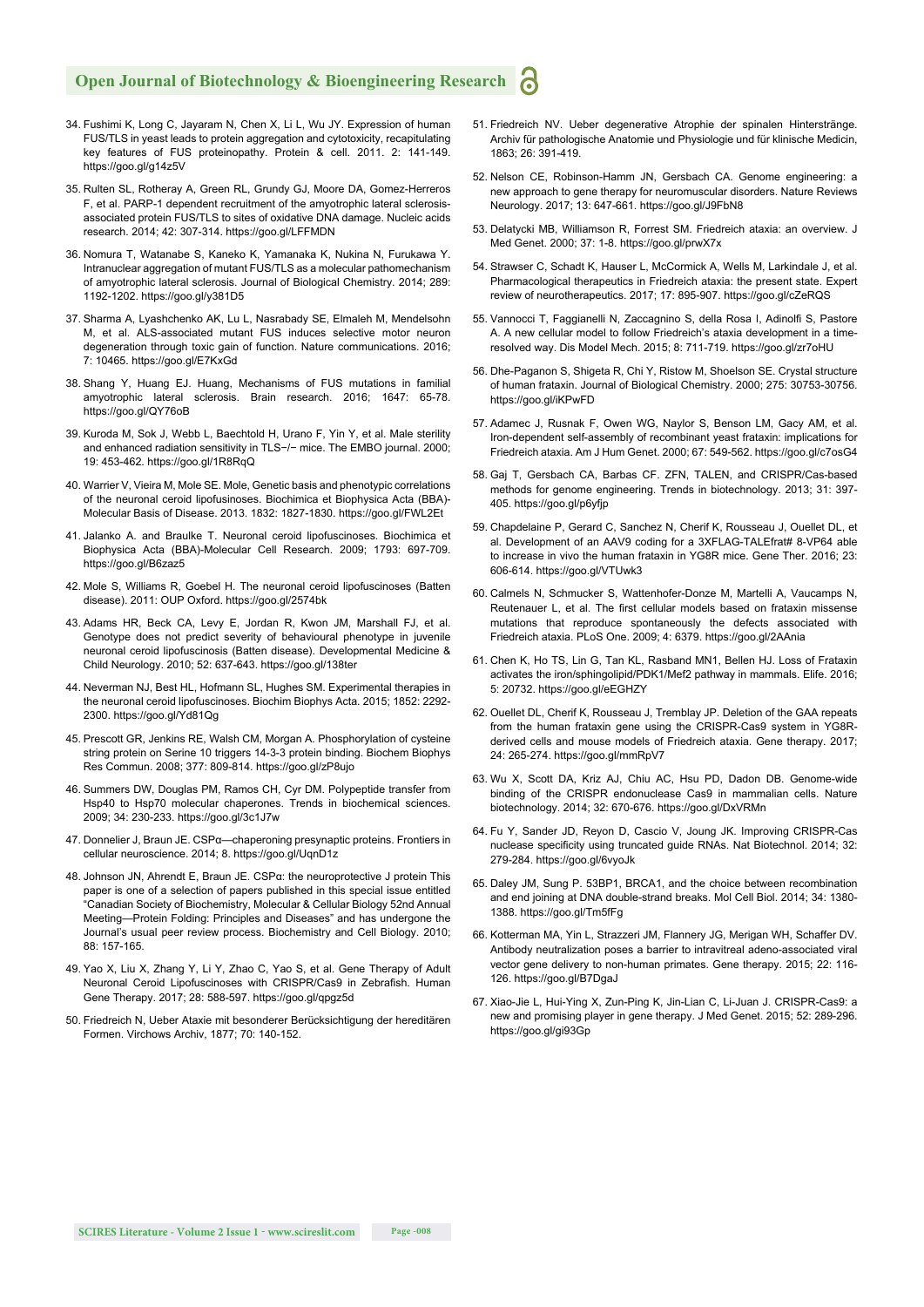34. Fushimi K, Long C, Jayaram N, Chen X, Li L, Wu JY. Expression of human FUS/TLS in yeast leads to protein aggregation and cytotoxicity, recapitulating key features of FUS proteinopathy. Protein & cell. 2011. 2: 141-149. https://goo.gl/g14z5V

35. Rulten SL, Rotheray A, Green RL, Grundy GJ, Moore DA, Gomez-Herreros F, et al. PARP-1 dependent recruitment of the amyotrophic lateral sclerosis-associated protein FUS/TLS to sites of oxidative DNA damage. Nucleic acids research. 2014; 42: 307-314. https://goo.gl/LFFMDN

36. Nomura T, Watanabe S, Kaneko K, Yamanaka K, Nukina N, Furukawa Y. Intranuclear aggregation of mutant FUS/TLS as a molecular pathomechanism of amyotrophic lateral sclerosis. Journal of Biological Chemistry. 2014; 289: 1192-1202. https://goo.gl/y381D5

37. Sharma A, Lyashchenko AK, Lu L, Nasrabady SE, Elmaleh M, Mendelsohn M, et al. ALS-associated mutant FUS induces selective motor neuron degeneration through toxic gain of function. Nature communications. 2016; 7: 10465. https://goo.gl/E7KxGd

38. Shang Y, Huang EJ. Huang, Mechanisms of FUS mutations in familial amyotrophic lateral sclerosis. Brain research. 2016; 1647: 65-78. https://goo.gl/QY76oB

39. Kuroda M, Sok J, Webb L, Baechtold H, Urano F, Yin Y, et al. Male sterility and enhanced radiation sensitivity in TLS−/− mice. The EMBO journal. 2000; 19: 453-462. https://goo.gl/1R8RqQ

40. Warrier V, Vieira M, Mole SE. Mole, Genetic basis and phenotypic correlations of the neuronal ceroid lipofusinoses. Biochimica et Biophysica Acta (BBA)-Molecular Basis of Disease. 2013. 1832: 1827-1830. https://goo.gl/FWL2Et

41. Jalanko A. and Braulke T. Neuronal ceroid lipofuscinoses. Biochimica et Biophysica Acta (BBA)-Molecular Cell Research. 2009; 1793: 697-709. https://goo.gl/B6zaz5

42. Mole S, Williams R, Goebel H. The neuronal ceroid lipofuscinoses (Batten disease). 2011: OUP Oxford. https://goo.gl/2574bk

43. Adams HR, Beck CA, Levy E, Jordan R, Kwon JM, Marshall FJ, et al. Genotype does not predict severity of behavioural phenotype in juvenile neuronal ceroid lipofuscinosis (Batten disease). Developmental Medicine & Child Neurology. 2010; 52: 637-643. https://goo.gl/138ter

44. Neverman NJ, Best HL, Hofmann SL, Hughes SM. Experimental therapies in the neuronal ceroid lipofuscinoses. Biochim Biophys Acta. 2015; 1852: 2292-2300. https://goo.gl/Yd81Qg

45. Prescott GR, Jenkins RE, Walsh CM, Morgan A. Phosphorylation of cysteine string protein on Serine 10 triggers 14-3-3 protein binding. Biochem Biophys Res Commun. 2008; 377: 809-814. https://goo.gl/zP8ujo

46. Summers DW, Douglas PM, Ramos CH, Cyr DM. Polypeptide transfer from Hsp40 to Hsp70 molecular chaperones. Trends in biochemical sciences. 2009; 34: 230-233. https://goo.gl/3c1J7w

47. Donnelier J, Braun JE. CSPα—chaperoning presynaptic proteins. Frontiers in cellular neuroscience. 2014; 8. https://goo.gl/UqnD1z

48. Johnson JN, Ahrendt E, Braun JE. CSPα: the neuroprotective J protein This paper is one of a selection of papers published in this special issue entitled "Canadian Society of Biochemistry, Molecular & Cellular Biology 52nd Annual Meeting—Protein Folding: Principles and Diseases" and has undergone the Journal's usual peer review process. Biochemistry and Cell Biology. 2010; 88: 157-165.

49. Yao X, Liu X, Zhang Y, Li Y, Zhao C, Yao S, et al. Gene Therapy of Adult Neuronal Ceroid Lipofuscinoses with CRISPR/Cas9 in Zebrafish. Human Gene Therapy. 2017; 28: 588-597. https://goo.gl/qpgz5d

50. Friedreich N, Ueber Ataxie mit besonderer Berücksichtigung der hereditären Formen. Virchows Archiv, 1877; 70: 140-152.

51. Friedreich NV. Ueber degenerative Atrophie der spinalen Hinterstränge. Archiv für pathologische Anatomie und Physiologie und für klinische Medicin, 1863; 26: 391-419.

52. Nelson CE, Robinson-Hamm JN, Gersbach CA. Genome engineering: a new approach to gene therapy for neuromuscular disorders. Nature Reviews Neurology. 2017; 13: 647-661. https://goo.gl/J9FbN8

53. Delatycki MB, Williamson R, Forrest SM. Friedreich ataxia: an overview. J Med Genet. 2000; 37: 1-8. https://goo.gl/prwX7x

54. Strawser C, Schadt K, Hauser L, McCormick A, Wells M, Larkindale J, et al. Pharmacological therapeutics in Friedreich ataxia: the present state. Expert review of neurotherapeutics. 2017; 17: 895-907. https://goo.gl/cZeRQS

55. Vannocci T, Faggianelli N, Zaccagnino S, della Rosa I, Adinolfi S, Pastore A. A new cellular model to follow Friedreich's ataxia development in a time-resolved way. Dis Model Mech. 2015; 8: 711-719. https://goo.gl/zr7oHU

56. Dhe-Paganon S, Shigeta R, Chi Y, Ristow M, Shoelson SE. Crystal structure of human frataxin. Journal of Biological Chemistry. 2000; 275: 30753-30756. https://goo.gl/iKPwFD

57. Adamec J, Rusnak F, Owen WG, Naylor S, Benson LM, Gacy AM, et al. Iron-dependent self-assembly of recombinant yeast frataxin: implications for Friedreich ataxia. Am J Hum Genet. 2000; 67: 549-562. https://goo.gl/c7osG4

58. Gaj T, Gersbach CA, Barbas CF. ZFN, TALEN, and CRISPR/Cas-based methods for genome engineering. Trends in biotechnology. 2013; 31: 397-405. https://goo.gl/p6yfjp

59. Chapdelaine P, Gerard C, Sanchez N, Cherif K, Rousseau J, Ouellet DL, et al. Development of an AAV9 coding for a 3XFLAG-TALEfrat# 8-VP64 able to increase in vivo the human frataxin in YG8R mice. Gene Ther. 2016; 23: 606-614. https://goo.gl/VTUwk3

60. Calmels N, Schmucker S, Wattenhofer-Donze M, Martelli A, Vaucamps N, Reutenauer L, et al. The first cellular models based on frataxin missense mutations that reproduce spontaneously the defects associated with Friedreich ataxia. PLoS One. 2009; 4: 6379. https://goo.gl/2AAnia

61. Chen K, Ho TS, Lin G, Tan KL, Rasband MN1, Bellen HJ. Loss of Frataxin activates the iron/sphingolipid/PDK1/Mef2 pathway in mammals. Elife. 2016; 5: 20732. https://goo.gl/eEGHZY

62. Ouellet DL, Cherif K, Rousseau J, Tremblay JP. Deletion of the GAA repeats from the human frataxin gene using the CRISPR-Cas9 system in YG8R-derived cells and mouse models of Friedreich ataxia. Gene therapy. 2017; 24: 265-274. https://goo.gl/mmRpV7

63. Wu X, Scott DA, Kriz AJ, Chiu AC, Hsu PD, Dadon DB. Genome-wide binding of the CRISPR endonuclease Cas9 in mammalian cells. Nature biotechnology. 2014; 32: 670-676. https://goo.gl/DxVRMn

64. Fu Y, Sander JD, Reyon D, Cascio V, Joung JK. Improving CRISPR-Cas nuclease specificity using truncated guide RNAs. Nat Biotechnol. 2014; 32: 279-284. https://goo.gl/6vyoJk

65. Daley JM, Sung P. 53BP1, BRCA1, and the choice between recombination and end joining at DNA double-strand breaks. Mol Cell Biol. 2014; 34: 1380-1388. https://goo.gl/Tm5fFg

66. Kotterman MA, Yin L, Strazzeri JM, Flannery JG, Merigan WH, Schaffer DV. Antibody neutralization poses a barrier to intravitreal adeno-associated viral vector gene delivery to non-human primates. Gene therapy. 2015; 22: 116-126. https://goo.gl/B7DgaJ

67. Xiao-Jie L, Hui-Ying X, Zun-Ping K, Jin-Lian C, Li-Juan J. CRISPR-Cas9: a new and promising player in gene therapy. J Med Genet. 2015; 52: 289-296. https://goo.gl/gi93Gp